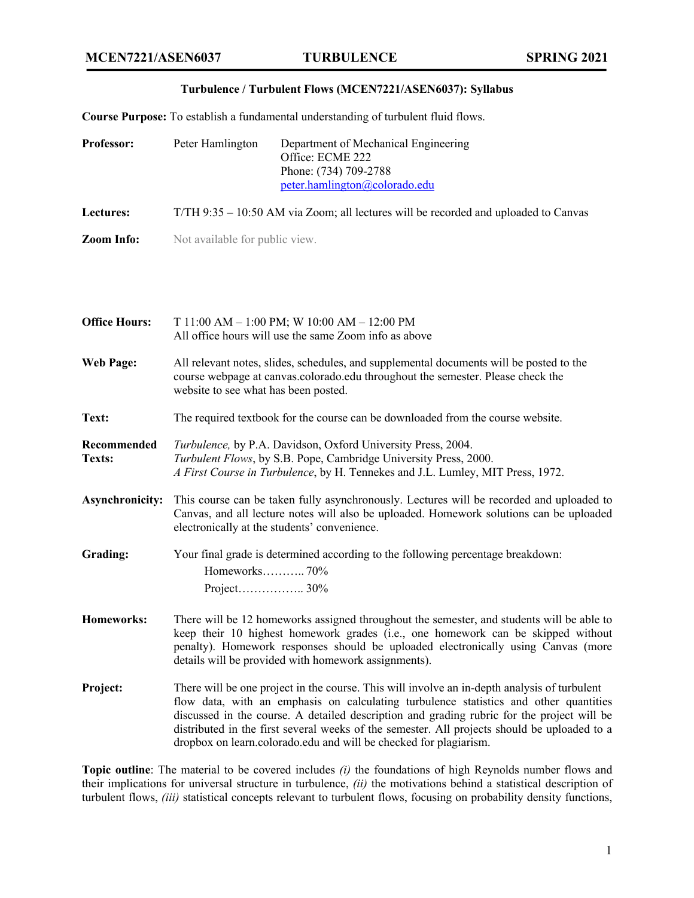## Turbulence / Turbulent Flows (MCEN7221/ASEN6037): Syllabus

**Course Purpose:** To establish a fundamental understanding of turbulent fluid flows.

**Professor:** Peter Hamlington
Department of Mechanical Engineering
Office: ECME 222
Phone: (734) 709-2788
peter.hamlington@colorado.edu

**Lectures:** T/TH 9:35 – 10:50 AM via Zoom; all lectures will be recorded and uploaded to Canvas

**Zoom Info:** Not available for public view.

**Office Hours:** T 11:00 AM – 1:00 PM; W 10:00 AM – 12:00 PM
All office hours will use the same Zoom info as above

**Web Page:** All relevant notes, slides, schedules, and supplemental documents will be posted to the course webpage at canvas.colorado.edu throughout the semester. Please check the website to see what has been posted.

**Text:** The required textbook for the course can be downloaded from the course website.

**Recommended Texts:**
*Turbulence,* by P.A. Davidson, Oxford University Press, 2004.
*Turbulent Flows*, by S.B. Pope, Cambridge University Press, 2000.
*A First Course in Turbulence*, by H. Tennekes and J.L. Lumley, MIT Press, 1972.

**Asynchronicity:** This course can be taken fully asynchronously. Lectures will be recorded and uploaded to Canvas, and all lecture notes will also be uploaded. Homework solutions can be uploaded electronically at the students' convenience.

**Grading:** Your final grade is determined according to the following percentage breakdown:

Homeworks……….. 70%
Project…………….. 30%

**Homeworks:** There will be 12 homeworks assigned throughout the semester, and students will be able to keep their 10 highest homework grades (i.e., one homework can be skipped without penalty). Homework responses should be uploaded electronically using Canvas (more details will be provided with homework assignments).

**Project:** There will be one project in the course. This will involve an in-depth analysis of turbulent flow data, with an emphasis on calculating turbulence statistics and other quantities discussed in the course. A detailed description and grading rubric for the project will be distributed in the first several weeks of the semester. All projects should be uploaded to a dropbox on learn.colorado.edu and will be checked for plagiarism.

**Topic outline**: The material to be covered includes *(i)* the foundations of high Reynolds number flows and their implications for universal structure in turbulence, *(ii)* the motivations behind a statistical description of turbulent flows, *(iii)* statistical concepts relevant to turbulent flows, focusing on probability density functions,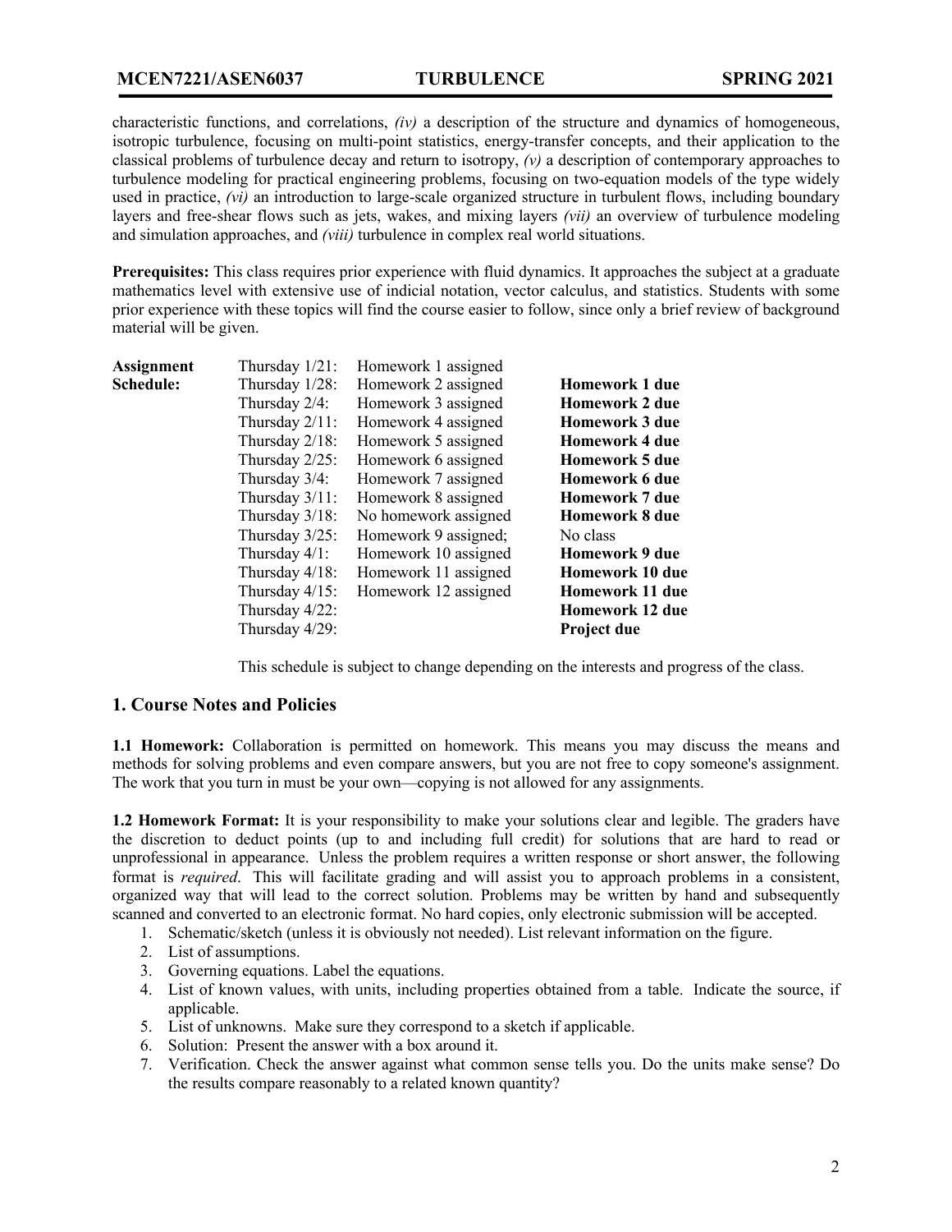characteristic functions, and correlations, *(iv)* a description of the structure and dynamics of homogeneous, isotropic turbulence, focusing on multi-point statistics, energy-transfer concepts, and their application to the classical problems of turbulence decay and return to isotropy, *(v)* a description of contemporary approaches to turbulence modeling for practical engineering problems, focusing on two-equation models of the type widely used in practice, *(vi)* an introduction to large-scale organized structure in turbulent flows, including boundary layers and free-shear flows such as jets, wakes, and mixing layers *(vii)* an overview of turbulence modeling and simulation approaches, and *(viii)* turbulence in complex real world situations.

**Prerequisites:** This class requires prior experience with fluid dynamics. It approaches the subject at a graduate mathematics level with extensive use of indicial notation, vector calculus, and statistics. Students with some prior experience with these topics will find the course easier to follow, since only a brief review of background material will be given.

| **Assignment Schedule:** | | | |
|---|---|---|---|
| | Thursday 1/21: | Homework 1 assigned | |
| | Thursday 1/28: | Homework 2 assigned | **Homework 1 due** |
| | Thursday 2/4: | Homework 3 assigned | **Homework 2 due** |
| | Thursday 2/11: | Homework 4 assigned | **Homework 3 due** |
| | Thursday 2/18: | Homework 5 assigned | **Homework 4 due** |
| | Thursday 2/25: | Homework 6 assigned | **Homework 5 due** |
| | Thursday 3/4: | Homework 7 assigned | **Homework 6 due** |
| | Thursday 3/11: | Homework 8 assigned | **Homework 7 due** |
| | Thursday 3/18: | No homework assigned | **Homework 8 due** |
| | Thursday 3/25: | Homework 9 assigned; | No class |
| | Thursday 4/1: | Homework 10 assigned | **Homework 9 due** |
| | Thursday 4/18: | Homework 11 assigned | **Homework 10 due** |
| | Thursday 4/15: | Homework 12 assigned | **Homework 11 due** |
| | Thursday 4/22: | | **Homework 12 due** |
| | Thursday 4/29: | | **Project due** |

This schedule is subject to change depending on the interests and progress of the class.

## 1. Course Notes and Policies

**1.1 Homework:** Collaboration is permitted on homework. This means you may discuss the means and methods for solving problems and even compare answers, but you are not free to copy someone's assignment. The work that you turn in must be your own—copying is not allowed for any assignments.

**1.2 Homework Format:** It is your responsibility to make your solutions clear and legible. The graders have the discretion to deduct points (up to and including full credit) for solutions that are hard to read or unprofessional in appearance. Unless the problem requires a written response or short answer, the following format is *required*. This will facilitate grading and will assist you to approach problems in a consistent, organized way that will lead to the correct solution. Problems may be written by hand and subsequently scanned and converted to an electronic format. No hard copies, only electronic submission will be accepted.

1. Schematic/sketch (unless it is obviously not needed). List relevant information on the figure.
2. List of assumptions.
3. Governing equations. Label the equations.
4. List of known values, with units, including properties obtained from a table. Indicate the source, if applicable.
5. List of unknowns. Make sure they correspond to a sketch if applicable.
6. Solution: Present the answer with a box around it.
7. Verification. Check the answer against what common sense tells you. Do the units make sense? Do the results compare reasonably to a related known quantity?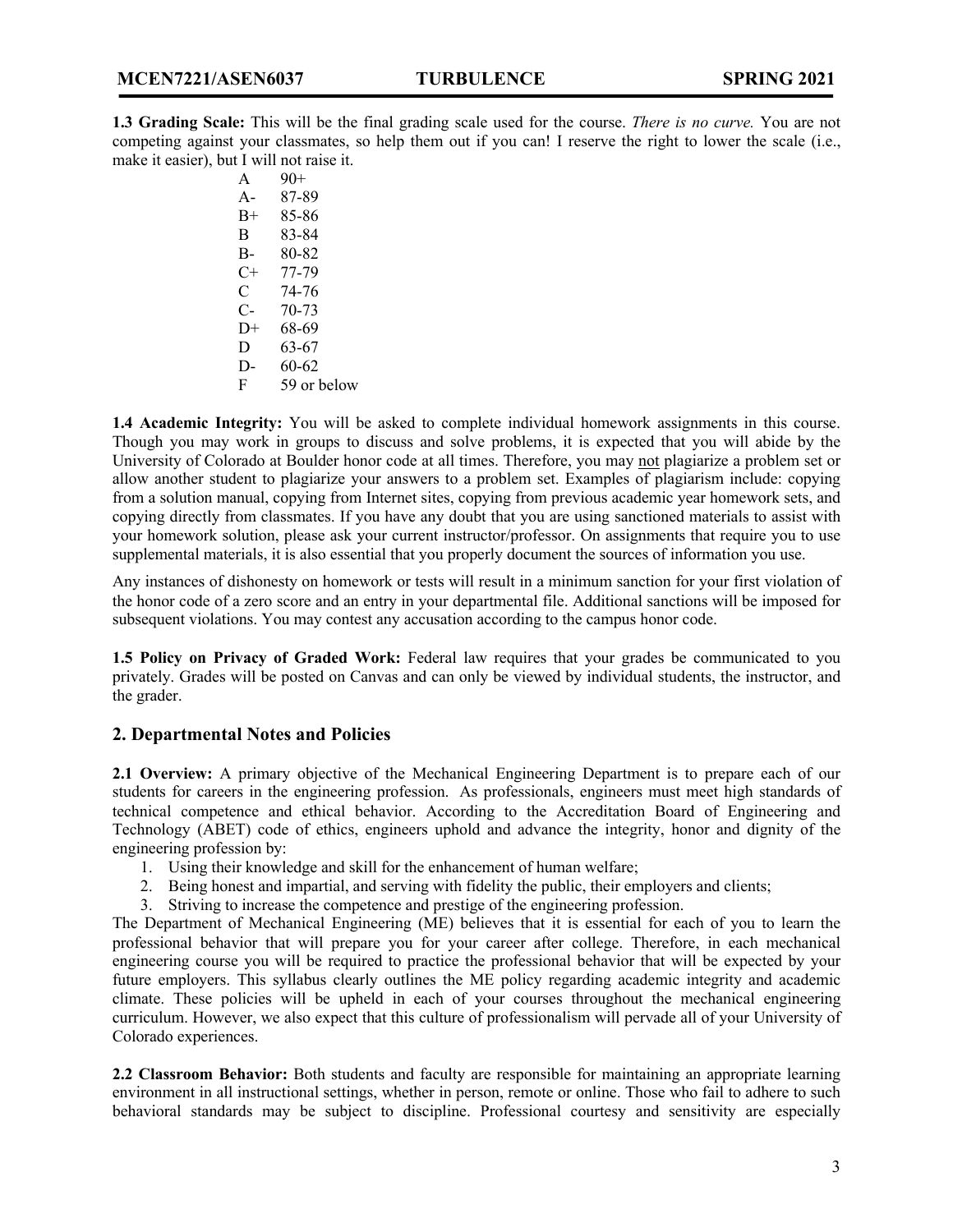**1.3 Grading Scale:** This will be the final grading scale used for the course. *There is no curve.* You are not competing against your classmates, so help them out if you can! I reserve the right to lower the scale (i.e., make it easier), but I will not raise it.

| | |
|---|---|
| A | 90+ |
| A- | 87-89 |
| B+ | 85-86 |
| B | 83-84 |
| B- | 80-82 |
| C+ | 77-79 |
| C | 74-76 |
| C- | 70-73 |
| D+ | 68-69 |
| D | 63-67 |
| D- | 60-62 |
| F | 59 or below |

**1.4 Academic Integrity:** You will be asked to complete individual homework assignments in this course. Though you may work in groups to discuss and solve problems, it is expected that you will abide by the University of Colorado at Boulder honor code at all times. Therefore, you may not plagiarize a problem set or allow another student to plagiarize your answers to a problem set. Examples of plagiarism include: copying from a solution manual, copying from Internet sites, copying from previous academic year homework sets, and copying directly from classmates. If you have any doubt that you are using sanctioned materials to assist with your homework solution, please ask your current instructor/professor. On assignments that require you to use supplemental materials, it is also essential that you properly document the sources of information you use.

Any instances of dishonesty on homework or tests will result in a minimum sanction for your first violation of the honor code of a zero score and an entry in your departmental file. Additional sanctions will be imposed for subsequent violations. You may contest any accusation according to the campus honor code.

**1.5 Policy on Privacy of Graded Work:** Federal law requires that your grades be communicated to you privately. Grades will be posted on Canvas and can only be viewed by individual students, the instructor, and the grader.

## 2. Departmental Notes and Policies

**2.1 Overview:** A primary objective of the Mechanical Engineering Department is to prepare each of our students for careers in the engineering profession. As professionals, engineers must meet high standards of technical competence and ethical behavior. According to the Accreditation Board of Engineering and Technology (ABET) code of ethics, engineers uphold and advance the integrity, honor and dignity of the engineering profession by:

1. Using their knowledge and skill for the enhancement of human welfare;
2. Being honest and impartial, and serving with fidelity the public, their employers and clients;
3. Striving to increase the competence and prestige of the engineering profession.

The Department of Mechanical Engineering (ME) believes that it is essential for each of you to learn the professional behavior that will prepare you for your career after college. Therefore, in each mechanical engineering course you will be required to practice the professional behavior that will be expected by your future employers. This syllabus clearly outlines the ME policy regarding academic integrity and academic climate. These policies will be upheld in each of your courses throughout the mechanical engineering curriculum. However, we also expect that this culture of professionalism will pervade all of your University of Colorado experiences.

**2.2 Classroom Behavior:** Both students and faculty are responsible for maintaining an appropriate learning environment in all instructional settings, whether in person, remote or online. Those who fail to adhere to such behavioral standards may be subject to discipline. Professional courtesy and sensitivity are especially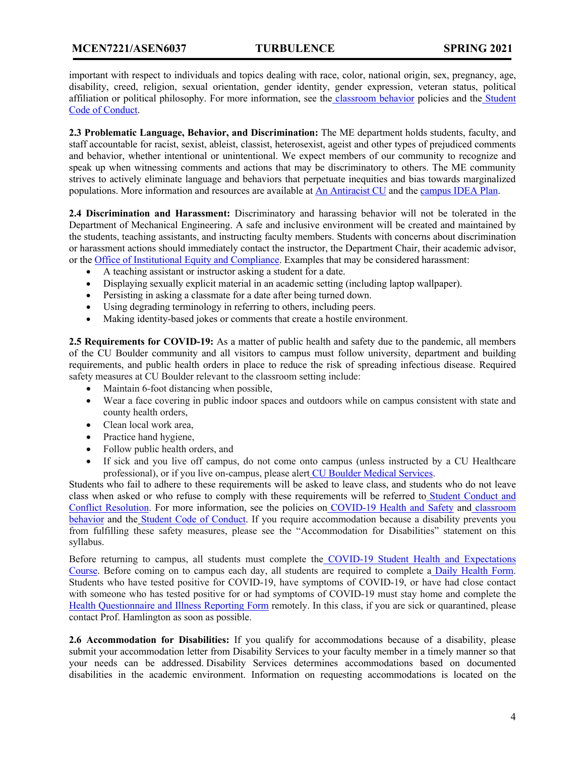important with respect to individuals and topics dealing with race, color, national origin, sex, pregnancy, age, disability, creed, religion, sexual orientation, gender identity, gender expression, veteran status, political affiliation or political philosophy. For more information, see the classroom behavior policies and the Student Code of Conduct.

**2.3 Problematic Language, Behavior, and Discrimination:** The ME department holds students, faculty, and staff accountable for racist, sexist, ableist, classist, heterosexist, ageist and other types of prejudiced comments and behavior, whether intentional or unintentional. We expect members of our community to recognize and speak up when witnessing comments and actions that may be discriminatory to others. The ME community strives to actively eliminate language and behaviors that perpetuate inequities and bias towards marginalized populations. More information and resources are available at An Antiracist CU and the campus IDEA Plan.

**2.4 Discrimination and Harassment:** Discriminatory and harassing behavior will not be tolerated in the Department of Mechanical Engineering. A safe and inclusive environment will be created and maintained by the students, teaching assistants, and instructing faculty members. Students with concerns about discrimination or harassment actions should immediately contact the instructor, the Department Chair, their academic advisor, or the Office of Institutional Equity and Compliance. Examples that may be considered harassment:

- A teaching assistant or instructor asking a student for a date.
- Displaying sexually explicit material in an academic setting (including laptop wallpaper).
- Persisting in asking a classmate for a date after being turned down.
- Using degrading terminology in referring to others, including peers.
- Making identity-based jokes or comments that create a hostile environment.

**2.5 Requirements for COVID-19:** As a matter of public health and safety due to the pandemic, all members of the CU Boulder community and all visitors to campus must follow university, department and building requirements, and public health orders in place to reduce the risk of spreading infectious disease. Required safety measures at CU Boulder relevant to the classroom setting include:

- Maintain 6-foot distancing when possible,
- Wear a face covering in public indoor spaces and outdoors while on campus consistent with state and county health orders,
- Clean local work area,
- Practice hand hygiene,
- Follow public health orders, and
- If sick and you live off campus, do not come onto campus (unless instructed by a CU Healthcare professional), or if you live on-campus, please alert CU Boulder Medical Services.

Students who fail to adhere to these requirements will be asked to leave class, and students who do not leave class when asked or who refuse to comply with these requirements will be referred to Student Conduct and Conflict Resolution. For more information, see the policies on COVID-19 Health and Safety and classroom behavior and the Student Code of Conduct. If you require accommodation because a disability prevents you from fulfilling these safety measures, please see the "Accommodation for Disabilities" statement on this syllabus.

Before returning to campus, all students must complete the COVID-19 Student Health and Expectations Course. Before coming on to campus each day, all students are required to complete a Daily Health Form. Students who have tested positive for COVID-19, have symptoms of COVID-19, or have had close contact with someone who has tested positive for or had symptoms of COVID-19 must stay home and complete the Health Questionnaire and Illness Reporting Form remotely. In this class, if you are sick or quarantined, please contact Prof. Hamlington as soon as possible.

**2.6 Accommodation for Disabilities:** If you qualify for accommodations because of a disability, please submit your accommodation letter from Disability Services to your faculty member in a timely manner so that your needs can be addressed. Disability Services determines accommodations based on documented disabilities in the academic environment. Information on requesting accommodations is located on the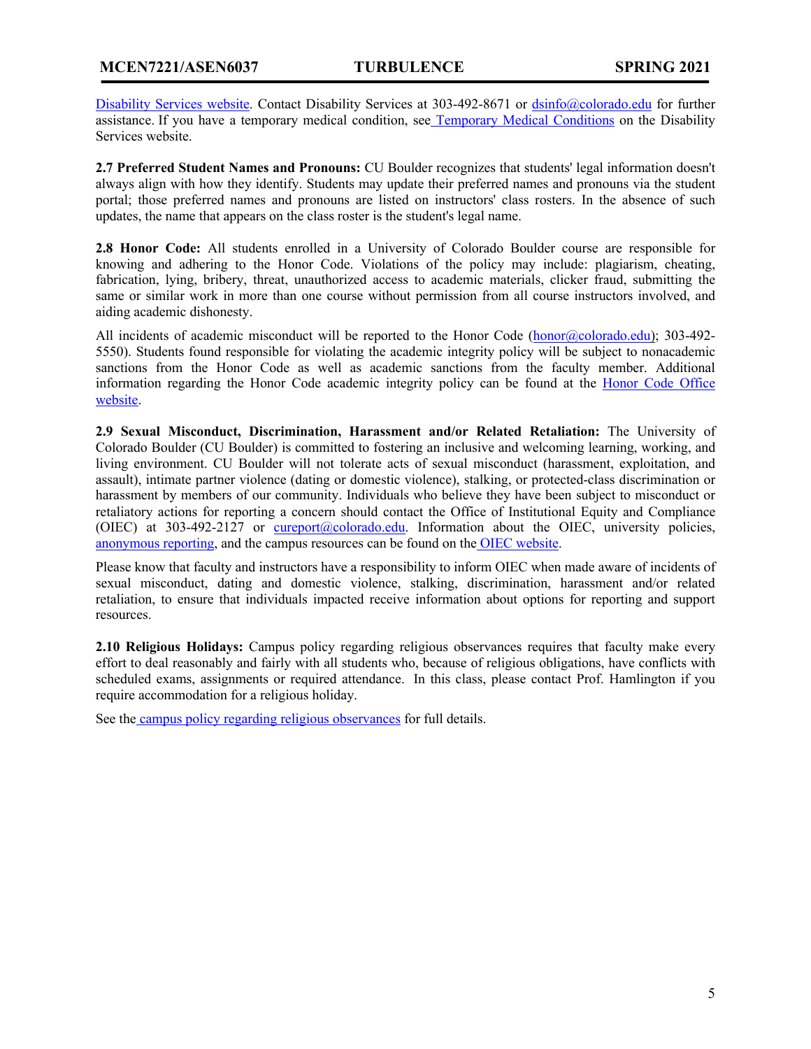Disability Services website. Contact Disability Services at 303-492-8671 or dsinfo@colorado.edu for further assistance. If you have a temporary medical condition, see Temporary Medical Conditions on the Disability Services website.

**2.7 Preferred Student Names and Pronouns:** CU Boulder recognizes that students' legal information doesn't always align with how they identify. Students may update their preferred names and pronouns via the student portal; those preferred names and pronouns are listed on instructors' class rosters. In the absence of such updates, the name that appears on the class roster is the student's legal name.

**2.8 Honor Code:** All students enrolled in a University of Colorado Boulder course are responsible for knowing and adhering to the Honor Code. Violations of the policy may include: plagiarism, cheating, fabrication, lying, bribery, threat, unauthorized access to academic materials, clicker fraud, submitting the same or similar work in more than one course without permission from all course instructors involved, and aiding academic dishonesty.

All incidents of academic misconduct will be reported to the Honor Code (honor@colorado.edu); 303-492-5550). Students found responsible for violating the academic integrity policy will be subject to nonacademic sanctions from the Honor Code as well as academic sanctions from the faculty member. Additional information regarding the Honor Code academic integrity policy can be found at the Honor Code Office website.

**2.9 Sexual Misconduct, Discrimination, Harassment and/or Related Retaliation:** The University of Colorado Boulder (CU Boulder) is committed to fostering an inclusive and welcoming learning, working, and living environment. CU Boulder will not tolerate acts of sexual misconduct (harassment, exploitation, and assault), intimate partner violence (dating or domestic violence), stalking, or protected-class discrimination or harassment by members of our community. Individuals who believe they have been subject to misconduct or retaliatory actions for reporting a concern should contact the Office of Institutional Equity and Compliance (OIEC) at 303-492-2127 or cureport@colorado.edu. Information about the OIEC, university policies, anonymous reporting, and the campus resources can be found on the OIEC website.

Please know that faculty and instructors have a responsibility to inform OIEC when made aware of incidents of sexual misconduct, dating and domestic violence, stalking, discrimination, harassment and/or related retaliation, to ensure that individuals impacted receive information about options for reporting and support resources.

**2.10 Religious Holidays:** Campus policy regarding religious observances requires that faculty make every effort to deal reasonably and fairly with all students who, because of religious obligations, have conflicts with scheduled exams, assignments or required attendance. In this class, please contact Prof. Hamlington if you require accommodation for a religious holiday.

See the campus policy regarding religious observances for full details.